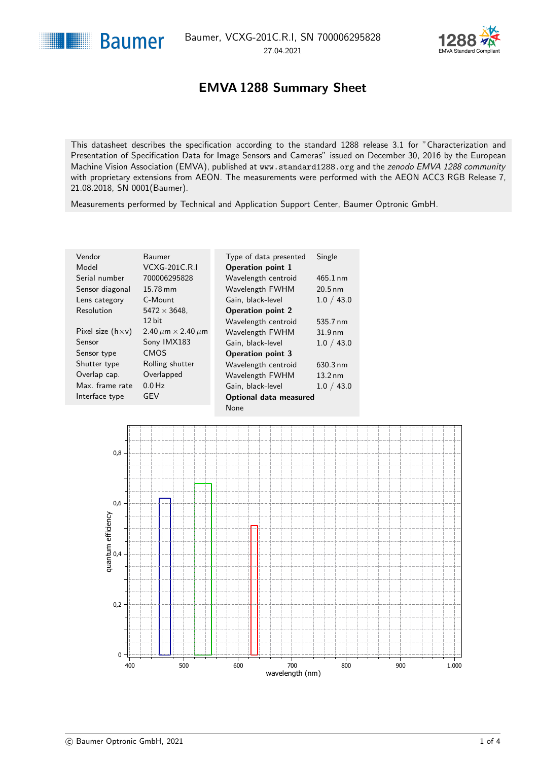Baumer, VCXG-201C.R.I, SN 700006295828

27.04.2021

# EMVA 1288 Summary Sheet

This datasheet describes the specification according to the standard 1288 release 3.1 for "Characterization and Presentation of Specification Data for Image Sensors and Cameras" issued on December 30, 2016 by the European Machine Vision Association (EMVA), published at www.standard1288.org and the *zenodo EMVA 1288 community* with proprietary extensions from AEON. The measurements were performed with the AEON ACC3 RGB Release 7, 21.08.2018, SN 0001(Baumer).

Measurements performed by Technical and Application Support Center, Baumer Optronic GmbH.

| | |
|---|---|
| Vendor | Baumer |
| Model | VCXG-201C.R.I |
| Serial number | 700006295828 |
| Sensor diagonal | 15.78 mm |
| Lens category | C-Mount |
| Resolution | 5472 × 3648, 12 bit |
| Pixel size (h×v) | 2.40 $\mu$m × 2.40 $\mu$m |
| Sensor | Sony IMX183 |
| Sensor type | CMOS |
| Shutter type | Rolling shutter |
| Overlap cap. | Overlapped |
| Max. frame rate | 0.0 Hz |
| Interface type | GEV |

| | |
|---|---|
| Type of data presented | Single |
| **Operation point 1** | |
| Wavelength centroid | 465.1 nm |
| Wavelength FWHM | 20.5 nm |
| Gain, black-level | 1.0 / 43.0 |
| **Operation point 2** | |
| Wavelength centroid | 535.7 nm |
| Wavelength FWHM | 31.9 nm |
| Gain, black-level | 1.0 / 43.0 |
| **Operation point 3** | |
| Wavelength centroid | 630.3 nm |
| Wavelength FWHM | 13.2 nm |
| Gain, black-level | 1.0 / 43.0 |
| **Optional data measured** | |
| None | |

© Baumer Optronic GmbH, 2021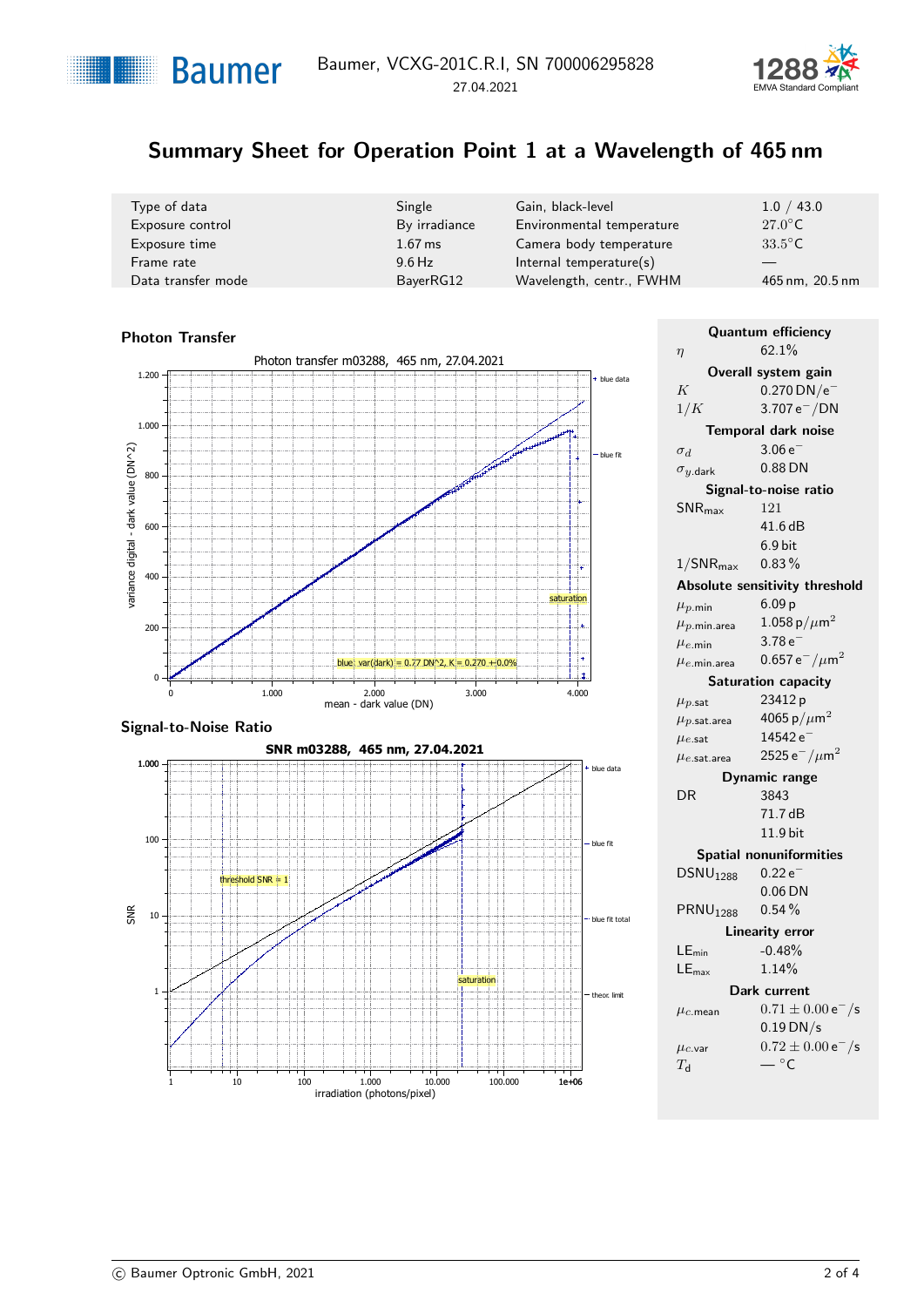# Summary Sheet for Operation Point 1 at a Wavelength of 465 nm

| Type of data | Single | Gain, black-level | 1.0 / 43.0 |
|---|---|---|---|
| Exposure control | By irradiance | Environmental temperature | $27.0°C$ |
| Exposure time | 1.67 ms | Camera body temperature | $33.5°C$ |
| Frame rate | 9.6 Hz | Internal temperature(s) | — |
| Data transfer mode | BayerRG12 | Wavelength, centr., FWHM | 465 nm, 20.5 nm |

## Photon Transfer

Photon transfer m03288, 465 nm, 27.04.2021

blue: var(dark) = 0.77 DN^2, K = 0.270 +-0.0%

## Signal-to-Noise Ratio

SNR m03288, 465 nm, 27.04.2021

| | |
|---|---|
| **Quantum efficiency** | |
| $\eta$ | 62.1% |
| **Overall system gain** | |
| $K$ | $0.270\,\mathrm{DN/e^-}$ |
| $1/K$ | $3.707\,\mathrm{e^-/DN}$ |
| **Temporal dark noise** | |
| $\sigma_d$ | $3.06\,\mathrm{e^-}$ |
| $\sigma_{y.dark}$ | 0.88 DN |
| **Signal-to-noise ratio** | |
| $\mathrm{SNR_{max}}$ | 121 |
| | 41.6 dB |
| | 6.9 bit |
| $1/\mathrm{SNR_{max}}$ | 0.83 % |
| **Absolute sensitivity threshold** | |
| $\mu_{p.min}$ | 6.09 p |
| $\mu_{p.min.area}$ | $1.058\,\mathrm{p}/\mu\mathrm{m}^2$ |
| $\mu_{e.min}$ | $3.78\,\mathrm{e^-}$ |
| $\mu_{e.min.area}$ | $0.657\,\mathrm{e^-}/\mu\mathrm{m}^2$ |
| **Saturation capacity** | |
| $\mu_{p.sat}$ | 23412 p |
| $\mu_{p.sat.area}$ | $4065\,\mathrm{p}/\mu\mathrm{m}^2$ |
| $\mu_{e.sat}$ | $14542\,\mathrm{e^-}$ |
| $\mu_{e.sat.area}$ | $2525\,\mathrm{e^-}/\mu\mathrm{m}^2$ |
| **Dynamic range** | |
| DR | 3843 |
| | 71.7 dB |
| | 11.9 bit |
| **Spatial nonuniformities** | |
| $\mathrm{DSNU_{1288}}$ | $0.22\,\mathrm{e^-}$ |
| | 0.06 DN |
| $\mathrm{PRNU_{1288}}$ | 0.54 % |
| **Linearity error** | |
| $\mathrm{LE_{min}}$ | -0.48% |
| $\mathrm{LE_{max}}$ | 1.14% |
| **Dark current** | |
| $\mu_{c.mean}$ | $0.71 \pm 0.00\,\mathrm{e^-/s}$ |
| | 0.19 DN/s |
| $\mu_{c.var}$ | $0.72 \pm 0.00\,\mathrm{e^-/s}$ |
| $T_d$ | — °C |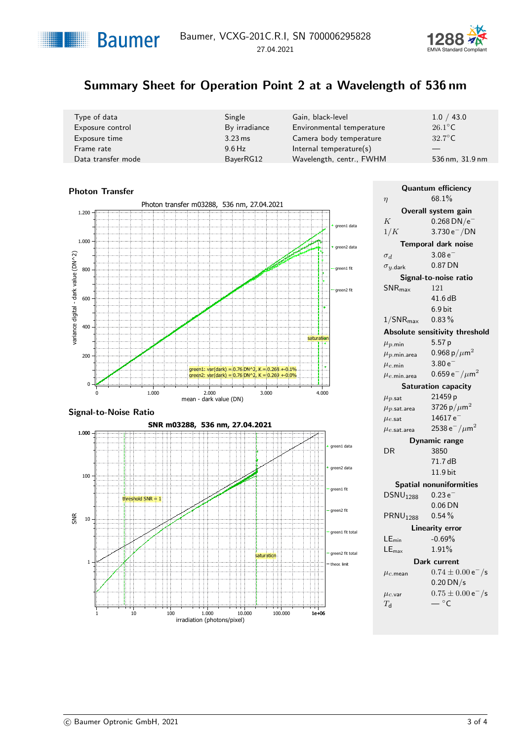# Summary Sheet for Operation Point 2 at a Wavelength of 536 nm

| Type of data | Single | Gain, black-level | 1.0 / 43.0 |
|---|---|---|---|
| Exposure control | By irradiance | Environmental temperature | 26.1°C |
| Exposure time | 3.23 ms | Camera body temperature | 32.7°C |
| Frame rate | 9.6 Hz | Internal temperature(s) | — |
| Data transfer mode | BayerRG12 | Wavelength, centr., FWHM | 536 nm, 31.9 nm |

## Photon Transfer

Photon transfer m03288, 536 nm, 27.04.2021

green1: var(dark) = 0.76 DN^2, K = 0.268 +-0.1%
green2: var(dark) = 0.76 DN^2, K = 0.269 +-0.0%

## Signal-to-Noise Ratio

SNR m03288, 536 nm, 27.04.2021

**Quantum efficiency**

| | |
|---|---|
| $\eta$ | 68.1% |

**Overall system gain**

| | |
|---|---|
| $K$ | $0.268\,\mathrm{DN}/e^-$ |
| $1/K$ | $3.730\,e^-/\mathrm{DN}$ |

**Temporal dark noise**

| | |
|---|---|
| $\sigma_d$ | $3.08\,e^-$ |
| $\sigma_{y.dark}$ | 0.87 DN |

**Signal-to-noise ratio**

| | |
|---|---|
| $\mathrm{SNR}_{max}$ | 121 |
| | 41.6 dB |
| | 6.9 bit |
| $1/\mathrm{SNR}_{max}$ | 0.83 % |

**Absolute sensitivity threshold**

| | |
|---|---|
| $\mu_{p.min}$ | 5.57 p |
| $\mu_{p.min.area}$ | $0.968\,\mathrm{p}/\mu\mathrm{m}^2$ |
| $\mu_{e.min}$ | $3.80\,e^-$ |
| $\mu_{e.min.area}$ | $0.659\,e^-/\mu\mathrm{m}^2$ |

**Saturation capacity**

| | |
|---|---|
| $\mu_{p.sat}$ | 21459 p |
| $\mu_{p.sat.area}$ | $3726\,\mathrm{p}/\mu\mathrm{m}^2$ |
| $\mu_{e.sat}$ | $14617\,e^-$ |
| $\mu_{e.sat.area}$ | $2538\,e^-/\mu\mathrm{m}^2$ |

**Dynamic range**

| | |
|---|---|
| DR | 3850 |
| | 71.7 dB |
| | 11.9 bit |

**Spatial nonuniformities**

| | |
|---|---|
| $\mathrm{DSNU}_{1288}$ | $0.23\,e^-$ |
| | 0.06 DN |
| $\mathrm{PRNU}_{1288}$ | 0.54 % |

**Linearity error**

| | |
|---|---|
| $\mathrm{LE}_{min}$ | -0.69% |
| $\mathrm{LE}_{max}$ | 1.91% |

**Dark current**

| | |
|---|---|
| $\mu_{c.mean}$ | $0.74 \pm 0.00\,e^-/s$ |
| | 0.20 DN/s |
| $\mu_{c.var}$ | $0.75 \pm 0.00\,e^-/s$ |
| $T_d$ | — °C |

© Baumer Optronic GmbH, 2021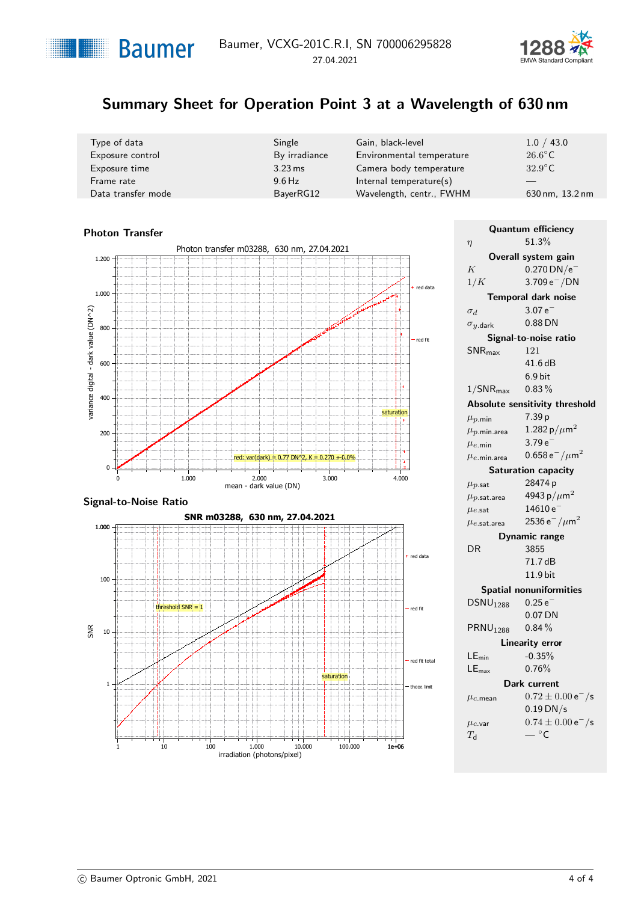Baumer, VCXG-201C.R.I, SN 700006295828

27.04.2021

# Summary Sheet for Operation Point 3 at a Wavelength of 630 nm

| | | | |
|---|---|---|---|
| Type of data | Single | Gain, black-level | 1.0 / 43.0 |
| Exposure control | By irradiance | Environmental temperature | $26.6^\circ$C |
| Exposure time | 3.23 ms | Camera body temperature | $32.9^\circ$C |
| Frame rate | 9.6 Hz | Internal temperature(s) | — |
| Data transfer mode | BayerRG12 | Wavelength, centr., FWHM | 630 nm, 13.2 nm |

## Photon Transfer

Photon transfer m03288, 630 nm, 27.04.2021

variance digital - dark value (DN^2)

mean - dark value (DN)

0
200
400
600
800
1.000
1.200

0
1.000
2.000
3.000
4.000

red data
red fit
saturation
red: var(dark) = 0.77 DN^2, K = 0.270 ±0.0%

## Signal-to-Noise Ratio

SNR m03288, 630 nm, 27.04.2021

SNR

irradiation (photons/pixel)

1
10
100
1.000

1
10
100
1.000
10.000
100.000
1e+06

red data
red fit
red fit total
theor. limit
threshold SNR = 1
saturation

### Quantum efficiency

| | |
|---|---|
| $\eta$ | 51.3% |

### Overall system gain

| | |
|---|---|
| $K$ | 0.270 DN/e$^-$ |
| $1/K$ | 3.709 e$^-$/DN |

### Temporal dark noise

| | |
|---|---|
| $\sigma_d$ | 3.07 e$^-$ |
| $\sigma_{y.\text{dark}}$ | 0.88 DN |

### Signal-to-noise ratio

| | |
|---|---|
| $\text{SNR}_{\text{max}}$ | 121 |
| | 41.6 dB |
| | 6.9 bit |
| $1/\text{SNR}_{\text{max}}$ | 0.83 % |

### Absolute sensitivity threshold

| | |
|---|---|
| $\mu_{p.\text{min}}$ | 7.39 p |
| $\mu_{p.\text{min.area}}$ | 1.282 p/$\mu$m$^2$ |
| $\mu_{e.\text{min}}$ | 3.79 e$^-$ |
| $\mu_{e.\text{min.area}}$ | 0.658 e$^-$/$\mu$m$^2$ |

### Saturation capacity

| | |
|---|---|
| $\mu_{p.\text{sat}}$ | 28474 p |
| $\mu_{p.\text{sat.area}}$ | 4943 p/$\mu$m$^2$ |
| $\mu_{e.\text{sat}}$ | 14610 e$^-$ |
| $\mu_{e.\text{sat.area}}$ | 2536 e$^-$/$\mu$m$^2$ |

### Dynamic range

| | |
|---|---|
| DR | 3855 |
| | 71.7 dB |
| | 11.9 bit |

### Spatial nonuniformities

| | |
|---|---|
| $\text{DSNU}_{1288}$ | 0.25 e$^-$ |
| | 0.07 DN |
| $\text{PRNU}_{1288}$ | 0.84 % |

### Linearity error

| | |
|---|---|
| $\text{LE}_{\text{min}}$ | -0.35% |
| $\text{LE}_{\text{max}}$ | 0.76% |

### Dark current

| | |
|---|---|
| $\mu_{c.\text{mean}}$ | $0.72 \pm 0.00$ e$^-$/s |
| | 0.19 DN/s |
| $\mu_{c.\text{var}}$ | $0.74 \pm 0.00$ e$^-$/s |
| $T_d$ | — °C |

© Baumer Optronic GmbH, 2021